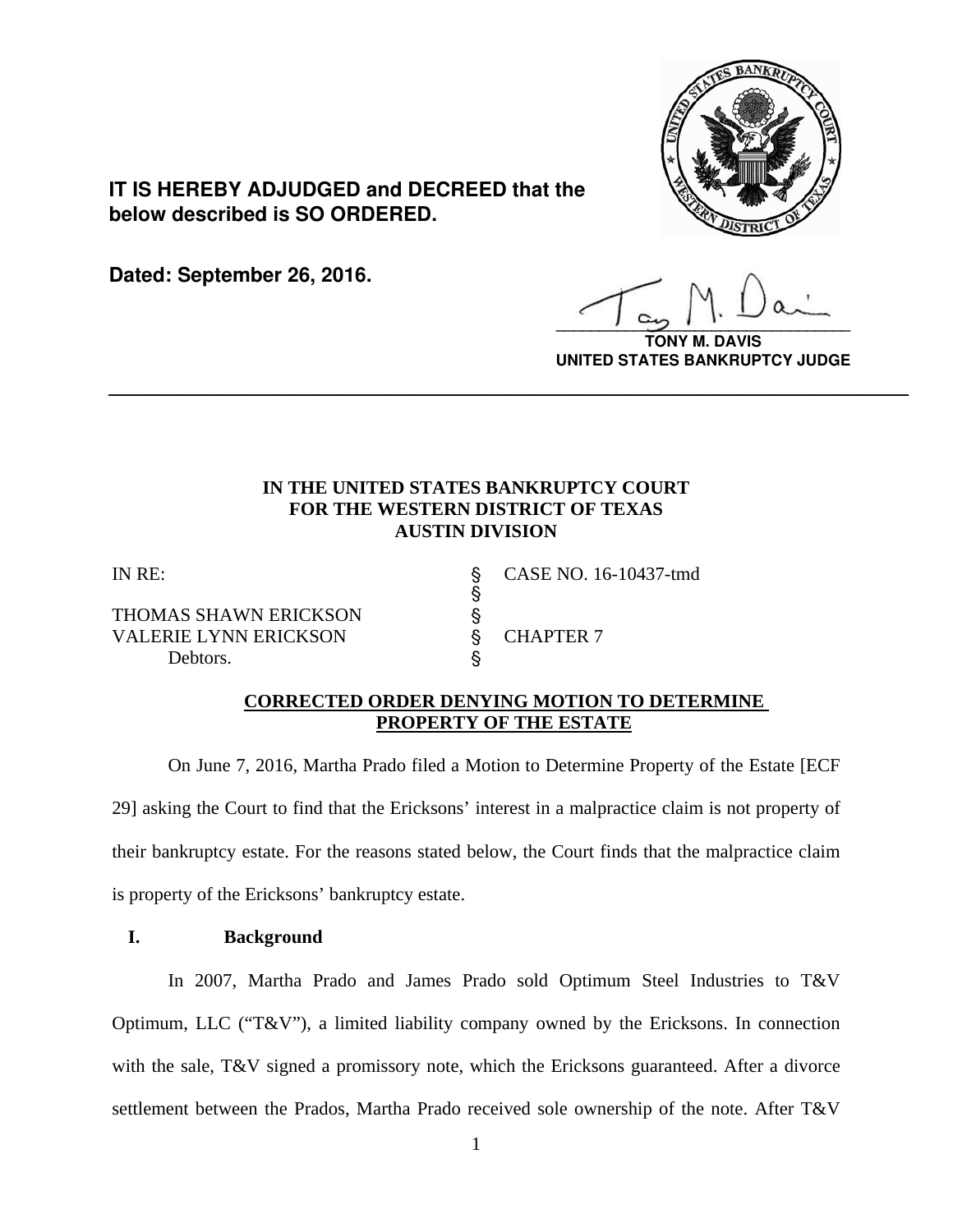**IT IS HEREBY ADJUDGED and DECREED that the below described is SO ORDERED.**

**Dated: September 26, 2016.**

**TONY M. DAVIS**
**UNITED STATES BANKRUPTCY JUDGE**

---

**IN THE UNITED STATES BANKRUPTCY COURT**
**FOR THE WESTERN DISTRICT OF TEXAS**
**AUSTIN DIVISION**

| | | |
|---|---|---|
| IN RE: | § | CASE NO. 16-10437-tmd |
| | § | |
| THOMAS SHAWN ERICKSON | § | |
| VALERIE LYNN ERICKSON | § | CHAPTER 7 |
| Debtors. | § | |

**CORRECTED ORDER DENYING MOTION TO DETERMINE PROPERTY OF THE ESTATE**

On June 7, 2016, Martha Prado filed a Motion to Determine Property of the Estate [ECF 29] asking the Court to find that the Ericksons' interest in a malpractice claim is not property of their bankruptcy estate. For the reasons stated below, the Court finds that the malpractice claim is property of the Ericksons' bankruptcy estate.

## I. Background

In 2007, Martha Prado and James Prado sold Optimum Steel Industries to T&V Optimum, LLC ("T&V"), a limited liability company owned by the Ericksons. In connection with the sale, T&V signed a promissory note, which the Ericksons guaranteed. After a divorce settlement between the Prados, Martha Prado received sole ownership of the note. After T&V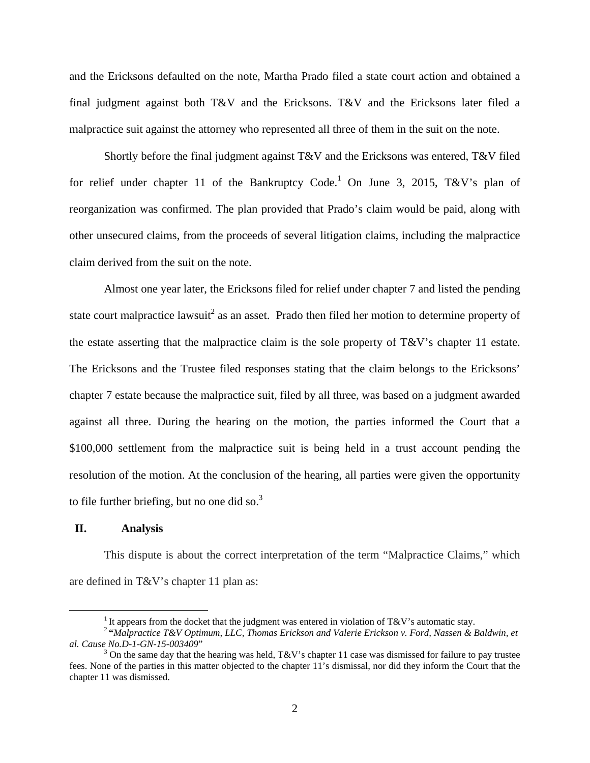and the Ericksons defaulted on the note, Martha Prado filed a state court action and obtained a final judgment against both T&V and the Ericksons. T&V and the Ericksons later filed a malpractice suit against the attorney who represented all three of them in the suit on the note.

Shortly before the final judgment against T&V and the Ericksons was entered, T&V filed for relief under chapter 11 of the Bankruptcy Code.[1] On June 3, 2015, T&V's plan of reorganization was confirmed. The plan provided that Prado's claim would be paid, along with other unsecured claims, from the proceeds of several litigation claims, including the malpractice claim derived from the suit on the note.

Almost one year later, the Ericksons filed for relief under chapter 7 and listed the pending state court malpractice lawsuit[2] as an asset. Prado then filed her motion to determine property of the estate asserting that the malpractice claim is the sole property of T&V's chapter 11 estate. The Ericksons and the Trustee filed responses stating that the claim belongs to the Ericksons' chapter 7 estate because the malpractice suit, filed by all three, was based on a judgment awarded against all three. During the hearing on the motion, the parties informed the Court that a $100,000 settlement from the malpractice suit is being held in a trust account pending the resolution of the motion. At the conclusion of the hearing, all parties were given the opportunity to file further briefing, but no one did so.[3]

## II. Analysis

This dispute is about the correct interpretation of the term "Malpractice Claims," which are defined in T&V's chapter 11 plan as:

---

[1] It appears from the docket that the judgment was entered in violation of T&V's automatic stay.

[2] "*Malpractice T&V Optimum, LLC, Thomas Erickson and Valerie Erickson v. Ford, Nassen & Baldwin, et al. Cause No.D-1-GN-15-003409*"

[3] On the same day that the hearing was held, T&V's chapter 11 case was dismissed for failure to pay trustee fees. None of the parties in this matter objected to the chapter 11's dismissal, nor did they inform the Court that the chapter 11 was dismissed.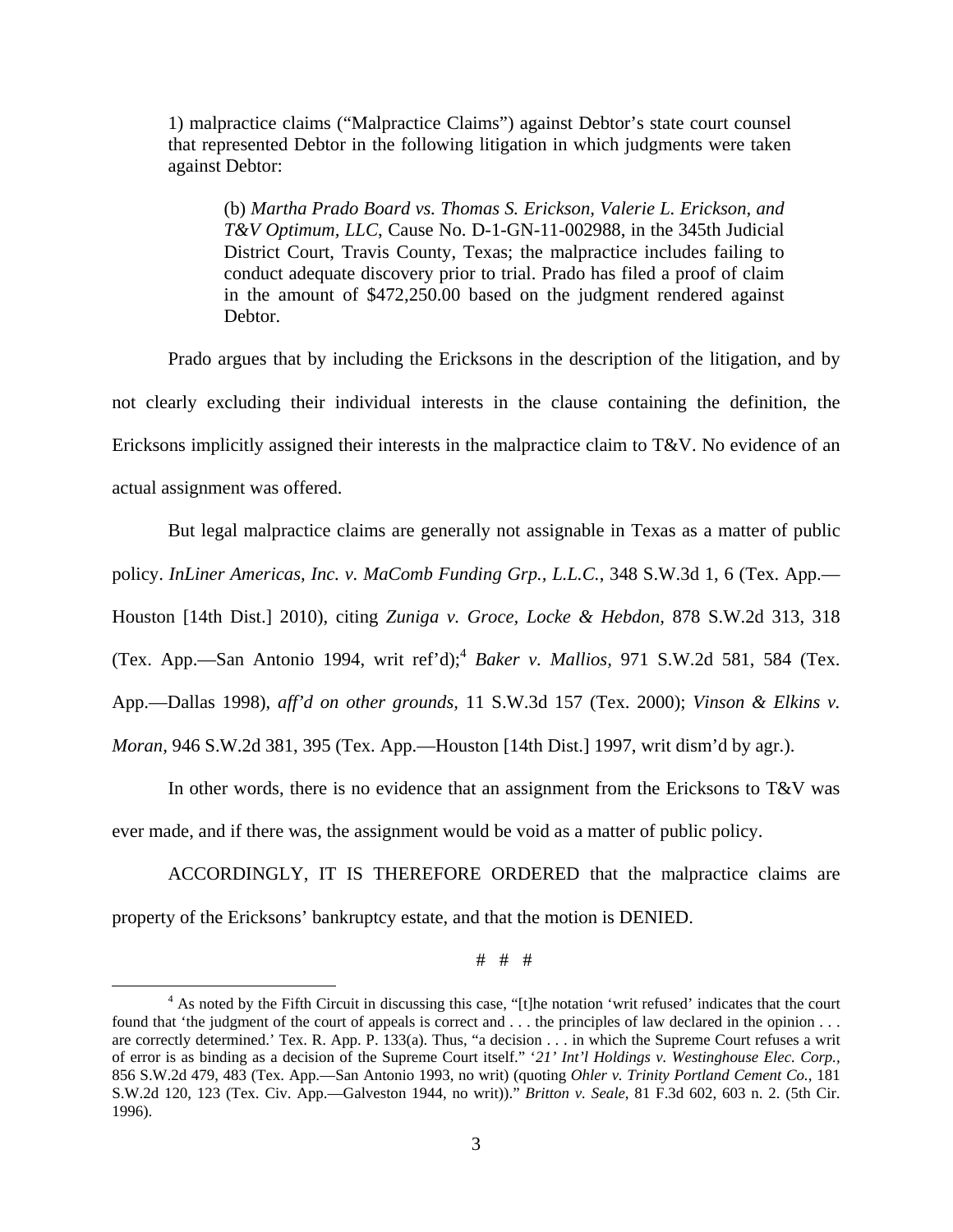> 1) malpractice claims ("Malpractice Claims") against Debtor's state court counsel that represented Debtor in the following litigation in which judgments were taken against Debtor:
>
> > (b) *Martha Prado Board vs. Thomas S. Erickson, Valerie L. Erickson, and T&V Optimum, LLC*, Cause No. D-1-GN-11-002988, in the 345th Judicial District Court, Travis County, Texas; the malpractice includes failing to conduct adequate discovery prior to trial. Prado has filed a proof of claim in the amount of $472,250.00 based on the judgment rendered against Debtor.

Prado argues that by including the Ericksons in the description of the litigation, and by not clearly excluding their individual interests in the clause containing the definition, the Ericksons implicitly assigned their interests in the malpractice claim to T&V. No evidence of an actual assignment was offered.

But legal malpractice claims are generally not assignable in Texas as a matter of public policy. *InLiner Americas, Inc. v. MaComb Funding Grp., L.L.C.*, 348 S.W.3d 1, 6 (Tex. App.—Houston [14th Dist.] 2010), citing *Zuniga v. Groce, Locke & Hebdon,* 878 S.W.2d 313, 318 (Tex. App.—San Antonio 1994, writ ref'd);[4] *Baker v. Mallios*, 971 S.W.2d 581, 584 (Tex. App.—Dallas 1998), *aff'd on other grounds,* 11 S.W.3d 157 (Tex. 2000); *Vinson & Elkins v. Moran,* 946 S.W.2d 381, 395 (Tex. App.—Houston [14th Dist.] 1997, writ dism'd by agr.).

In other words, there is no evidence that an assignment from the Ericksons to T&V was ever made, and if there was, the assignment would be void as a matter of public policy.

ACCORDINGLY, IT IS THEREFORE ORDERED that the malpractice claims are property of the Ericksons' bankruptcy estate, and that the motion is DENIED.

# # #

---

[4] As noted by the Fifth Circuit in discussing this case, "[t]he notation 'writ refused' indicates that the court found that 'the judgment of the court of appeals is correct and . . . the principles of law declared in the opinion . . . are correctly determined.' Tex. R. App. P. 133(a). Thus, "a decision . . . in which the Supreme Court refuses a writ of error is as binding as a decision of the Supreme Court itself." *'21' Int'l Holdings v. Westinghouse Elec. Corp.,* 856 S.W.2d 479, 483 (Tex. App.—San Antonio 1993, no writ) (quoting *Ohler v. Trinity Portland Cement Co.,* 181 S.W.2d 120, 123 (Tex. Civ. App.—Galveston 1944, no writ))." *Britton v. Seale*, 81 F.3d 602, 603 n. 2. (5th Cir. 1996).